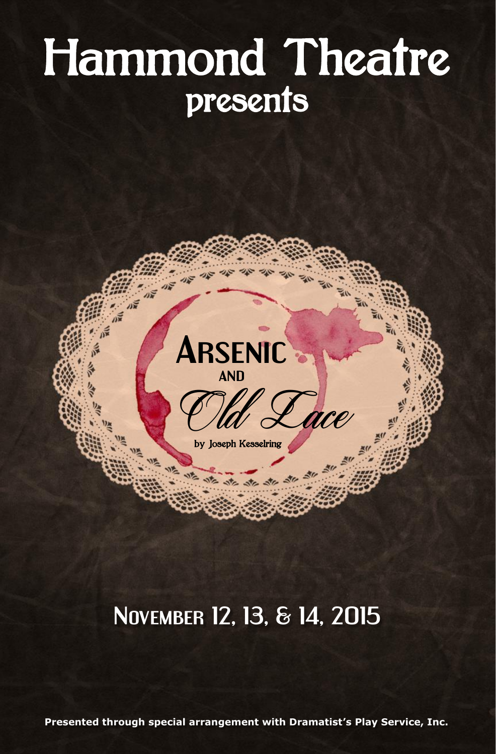# Hammond Theatre
## presents

# Arsenic and Old Lace

by Joseph Kesselring

## November 12, 13, & 14, 2015

**Presented through special arrangement with Dramatist's Play Service, Inc.**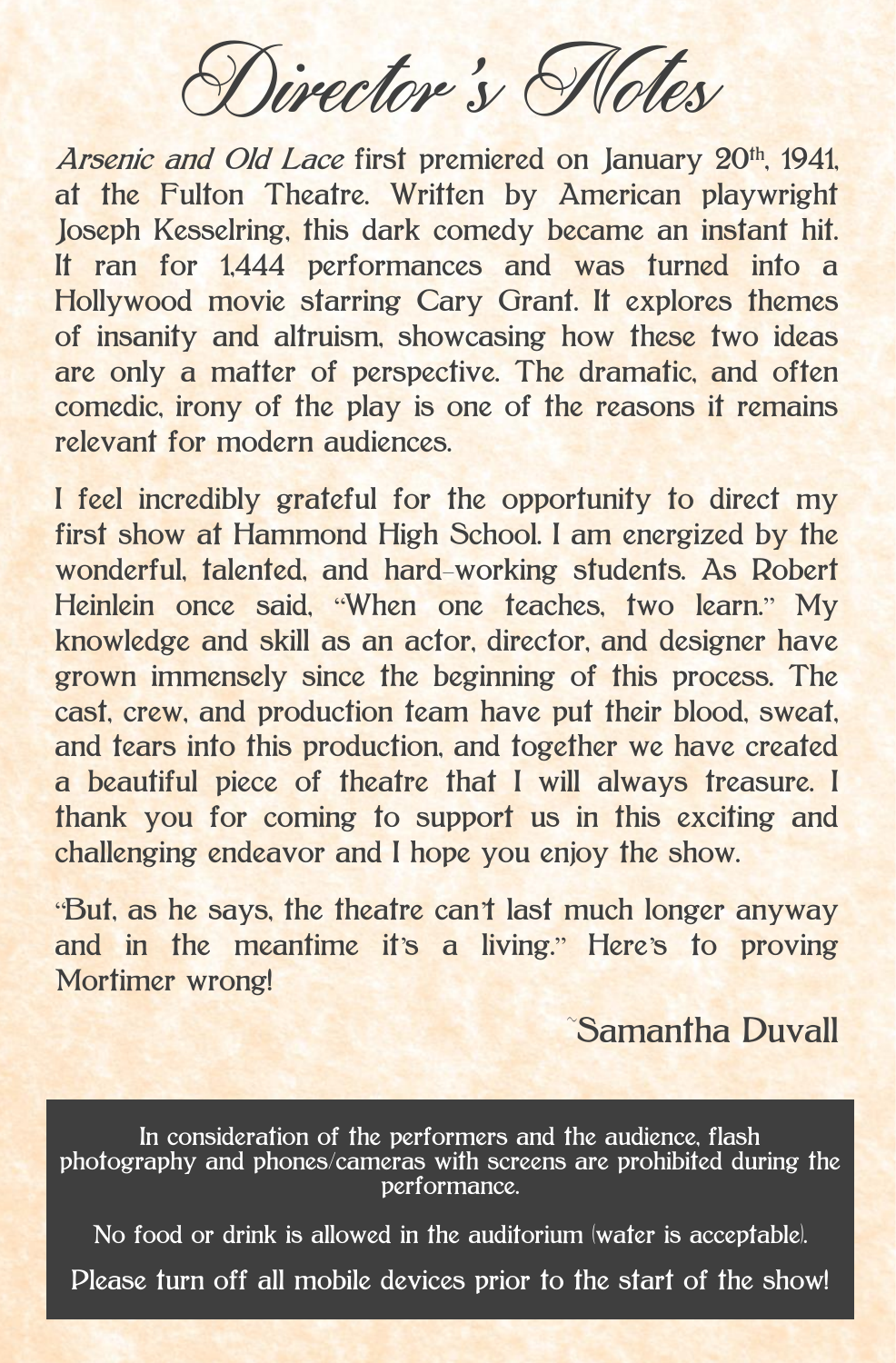# Director's Notes

*Arsenic and Old Lace* first premiered on January 20th, 1941, at the Fulton Theatre. Written by American playwright Joseph Kesselring, this dark comedy became an instant hit. It ran for 1,444 performances and was turned into a Hollywood movie starring Cary Grant. It explores themes of insanity and altruism, showcasing how these two ideas are only a matter of perspective. The dramatic, and often comedic, irony of the play is one of the reasons it remains relevant for modern audiences.

I feel incredibly grateful for the opportunity to direct my first show at Hammond High School. I am energized by the wonderful, talented, and hard-working students. As Robert Heinlein once said, "When one teaches, two learn." My knowledge and skill as an actor, director, and designer have grown immensely since the beginning of this process. The cast, crew, and production team have put their blood, sweat, and tears into this production, and together we have created a beautiful piece of theatre that I will always treasure. I thank you for coming to support us in this exciting and challenging endeavor and I hope you enjoy the show.

"But, as he says, the theatre can't last much longer anyway and in the meantime it's a living." Here's to proving Mortimer wrong!

~Samantha Duvall

In consideration of the performers and the audience, flash photography and phones/cameras with screens are prohibited during the performance.

No food or drink is allowed in the auditorium (water is acceptable).

Please turn off all mobile devices prior to the start of the show!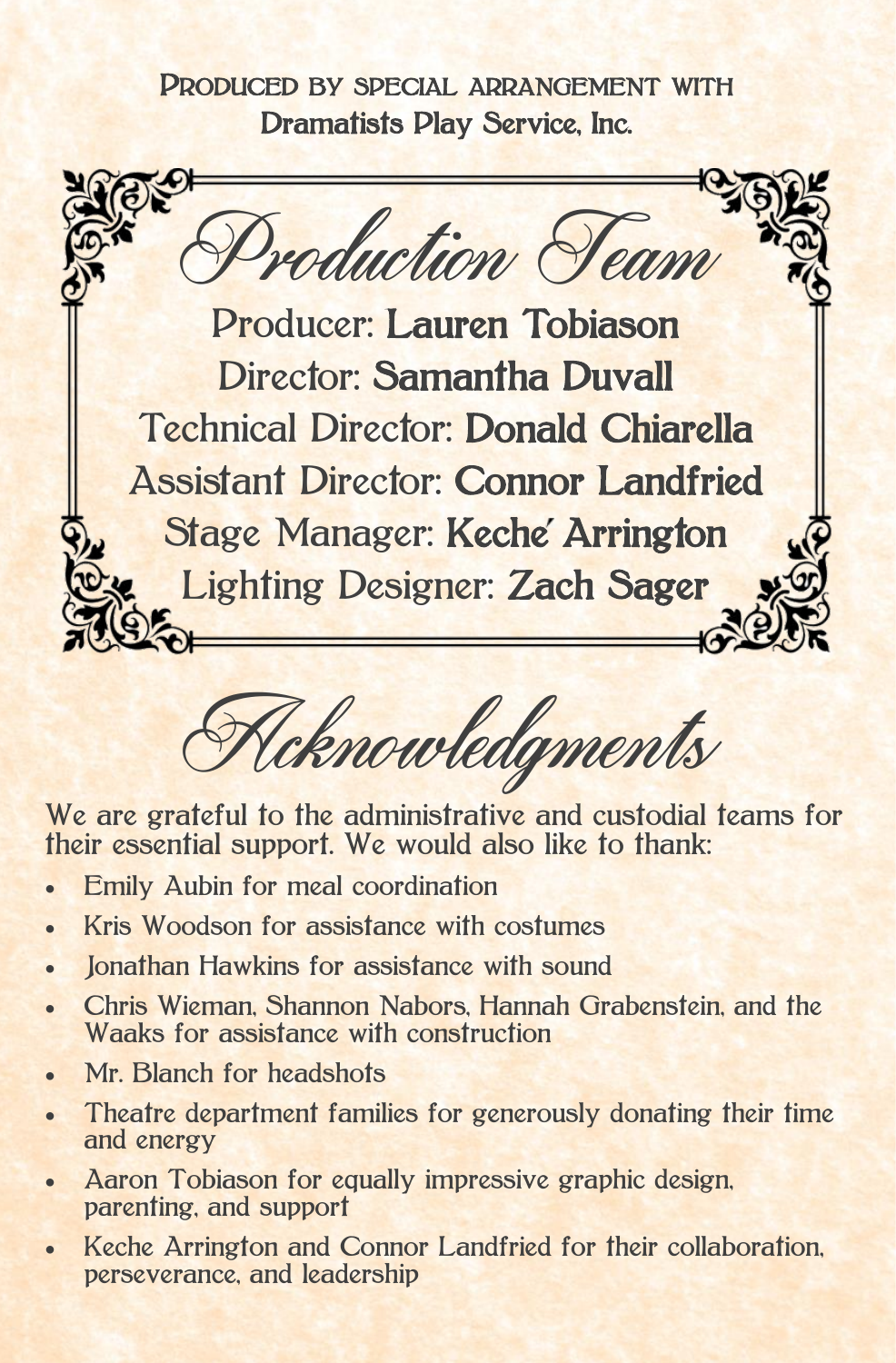Produced by special arrangement with
**Dramatists Play Service, Inc.**

# Production Team

Producer: **Lauren Tobiason**
Director: **Samantha Duvall**
Technical Director: **Donald Chiarella**
Assistant Director: **Connor Landfried**
Stage Manager: **Keche' Arrington**
Lighting Designer: **Zach Sager**

# Acknowledgments

We are grateful to the administrative and custodial teams for their essential support. We would also like to thank:

- Emily Aubin for meal coordination
- Kris Woodson for assistance with costumes
- Jonathan Hawkins for assistance with sound
- Chris Wieman, Shannon Nabors, Hannah Grabenstein, and the Waaks for assistance with construction
- Mr. Blanch for headshots
- Theatre department families for generously donating their time and energy
- Aaron Tobiason for equally impressive graphic design, parenting, and support
- Keche Arrington and Connor Landfried for their collaboration, perseverance, and leadership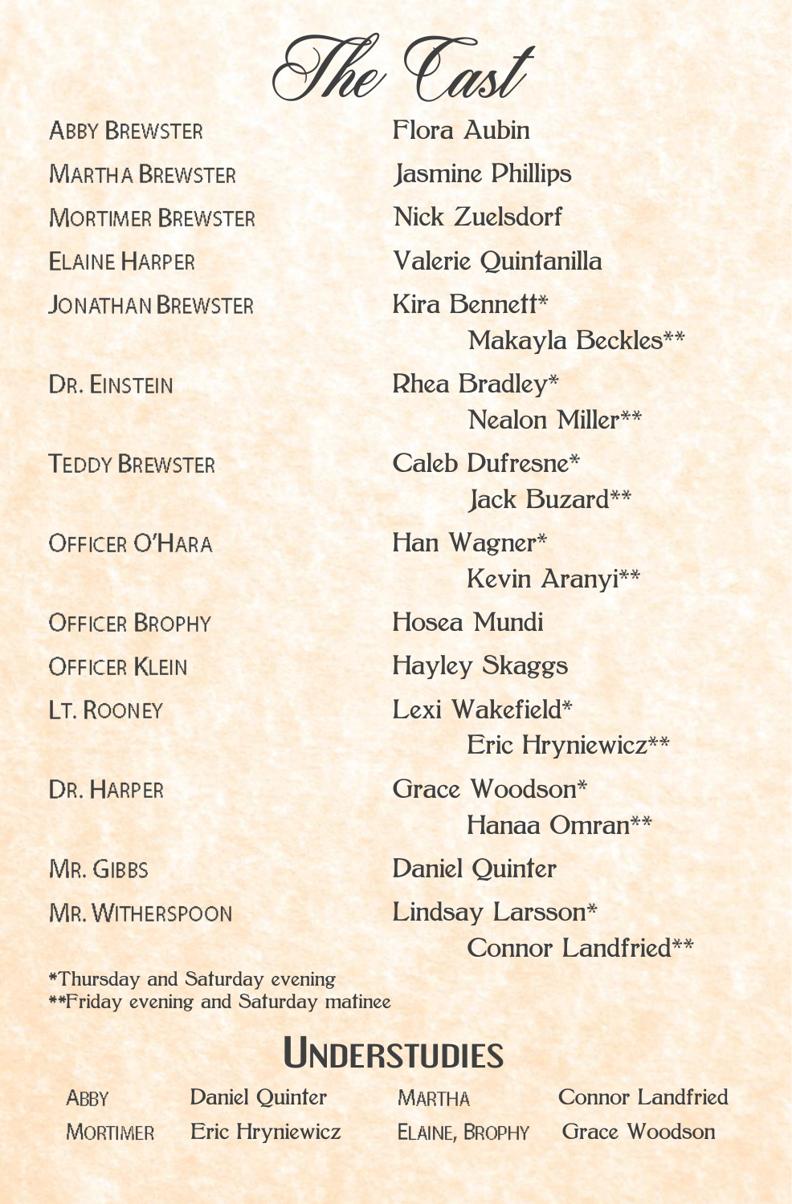# The Cast

| Role | Actor |
| --- | --- |
| Abby Brewster | Flora Aubin |
| Martha Brewster | Jasmine Phillips |
| Mortimer Brewster | Nick Zuelsdorf |
| Elaine Harper | Valerie Quintanilla |
| Jonathan Brewster | Kira Bennett* |
| | Makayla Beckles** |
| Dr. Einstein | Rhea Bradley* |
| | Nealon Miller** |
| Teddy Brewster | Caleb Dufresne* |
| | Jack Buzard** |
| Officer O'Hara | Han Wagner* |
| | Kevin Aranyi** |
| Officer Brophy | Hosea Mundi |
| Officer Klein | Hayley Skaggs |
| Lt. Rooney | Lexi Wakefield* |
| | Eric Hryniewicz** |
| Dr. Harper | Grace Woodson* |
| | Hanaa Omran** |
| Mr. Gibbs | Daniel Quinter |
| Mr. Witherspoon | Lindsay Larsson* |
| | Connor Landfried** |

*Thursday and Saturday evening
**Friday evening and Saturday matinee

## Understudies

| Role | Understudy | Role | Understudy |
| --- | --- | --- | --- |
| Abby | Daniel Quinter | Martha | Connor Landfried |
| Mortimer | Eric Hryniewicz | Elaine, Brophy | Grace Woodson |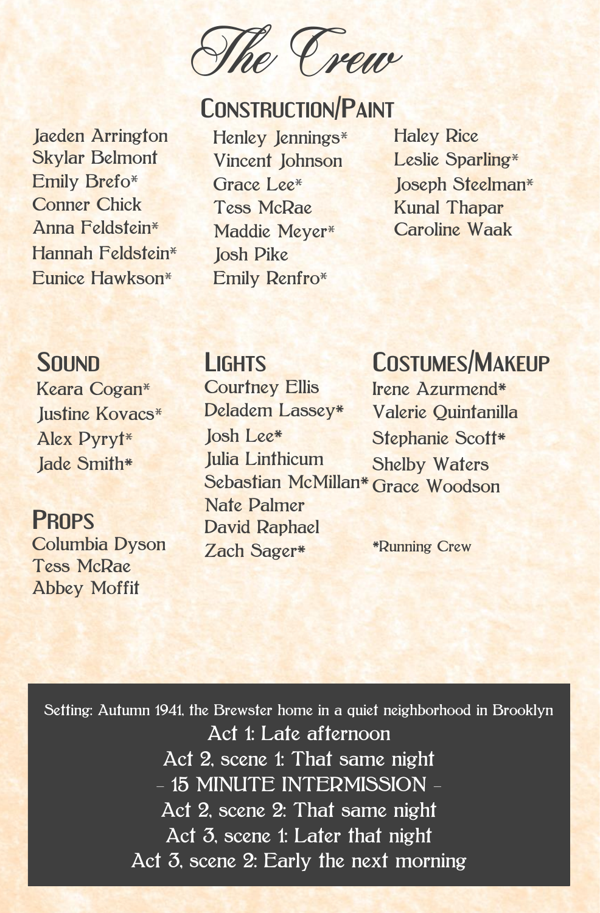# The Crew

## Construction/Paint

Jaeden Arrington
Skylar Belmont
Emily Brefo*
Conner Chick
Anna Feldstein*
Hannah Feldstein*
Eunice Hawkson*
Henley Jennings*
Vincent Johnson
Grace Lee*
Tess McRae
Maddie Meyer*
Josh Pike
Emily Renfro*
Haley Rice
Leslie Sparling*
Joseph Steelman*
Kunal Thapar
Caroline Waak

## Sound

Keara Cogan*
Justine Kovacs*
Alex Pyryt*
Jade Smith*

## Props

Columbia Dyson
Tess McRae
Abbey Moffit

## Lights

Courtney Ellis
Delade Lassey*
Josh Lee*
Julia Linthicum
Sebastian McMillan*
Nate Palmer
David Raphael
Zach Sager*

## Costumes/Makeup

Irene Azurmend*
Valerie Quintanilla
Stephanie Scott*
Shelby Waters
Grace Woodson

*Running Crew

---

Setting: Autumn 1941, the Brewster home in a quiet neighborhood in Brooklyn

Act 1: Late afternoon
Act 2, scene 1: That same night
– 15 MINUTE INTERMISSION –
Act 2, scene 2: That same night
Act 3, scene 1: Later that night
Act 3, scene 2: Early the next morning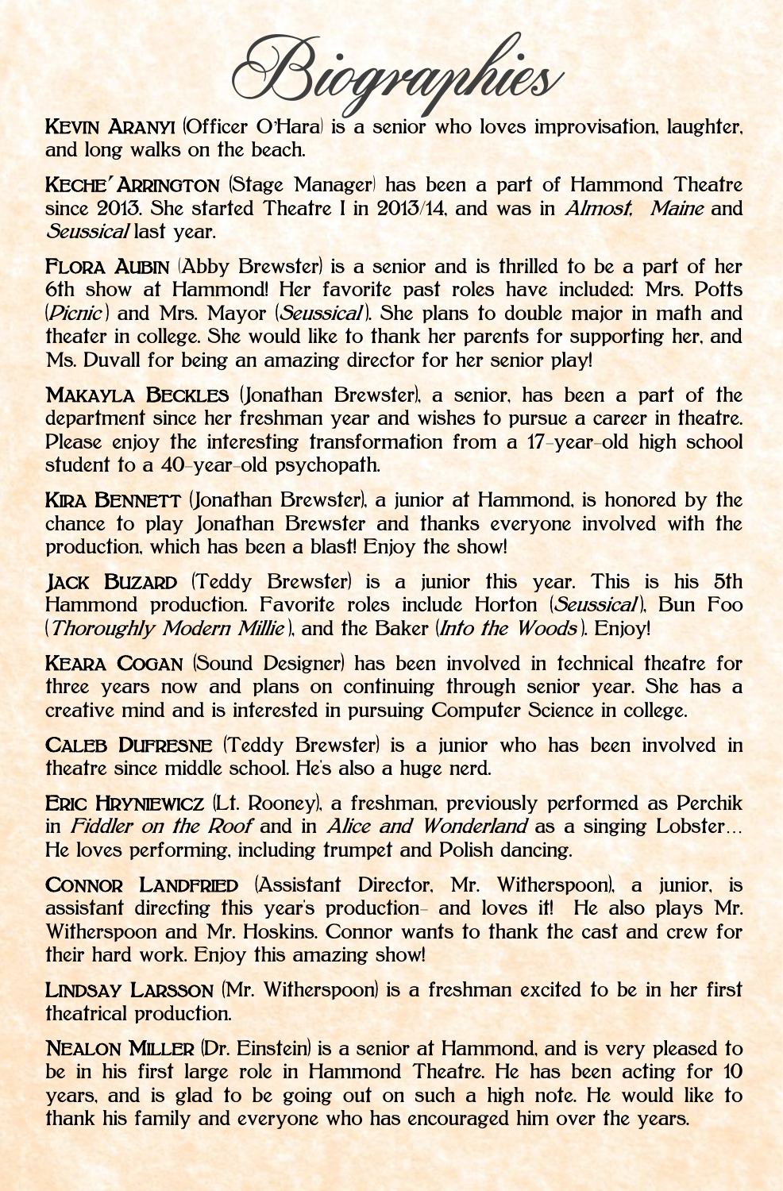# Biographies

**Kevin Aranyi** (Officer O'Hara) is a senior who loves improvisation, laughter, and long walks on the beach.

**Keche' Arrington** (Stage Manager) has been a part of Hammond Theatre since 2013. She started Theatre I in 2013/14, and was in *Almost, Maine* and *Seussical* last year.

**Flora Aubin** (Abby Brewster) is a senior and is thrilled to be a part of her 6th show at Hammond! Her favorite past roles have included: Mrs. Potts (*Picnic*) and Mrs. Mayor (*Seussical*). She plans to double major in math and theater in college. She would like to thank her parents for supporting her, and Ms. Duvall for being an amazing director for her senior play!

**Makayla Beckles** (Jonathan Brewster), a senior, has been a part of the department since her freshman year and wishes to pursue a career in theatre. Please enjoy the interesting transformation from a 17-year-old high school student to a 40-year-old psychopath.

**Kira Bennett** (Jonathan Brewster), a junior at Hammond, is honored by the chance to play Jonathan Brewster and thanks everyone involved with the production, which has been a blast! Enjoy the show!

**Jack Buzard** (Teddy Brewster) is a junior this year. This is his 5th Hammond production. Favorite roles include Horton (*Seussical*), Bun Foo (*Thoroughly Modern Millie*), and the Baker (*Into the Woods*). Enjoy!

**Keara Cogan** (Sound Designer) has been involved in technical theatre for three years now and plans on continuing through senior year. She has a creative mind and is interested in pursuing Computer Science in college.

**Caleb Dufresne** (Teddy Brewster) is a junior who has been involved in theatre since middle school. He's also a huge nerd.

**Eric Hryniewicz** (Lt. Rooney), a freshman, previously performed as Perchik in *Fiddler on the Roof* and in *Alice and Wonderland* as a singing Lobster… He loves performing, including trumpet and Polish dancing.

**Connor Landfried** (Assistant Director, Mr. Witherspoon), a junior, is assistant directing this year's production- and loves it! He also plays Mr. Witherspoon and Mr. Hoskins. Connor wants to thank the cast and crew for their hard work. Enjoy this amazing show!

**Lindsay Larsson** (Mr. Witherspoon) is a freshman excited to be in her first theatrical production.

**Nealon Miller** (Dr. Einstein) is a senior at Hammond, and is very pleased to be in his first large role in Hammond Theatre. He has been acting for 10 years, and is glad to be going out on such a high note. He would like to thank his family and everyone who has encouraged him over the years.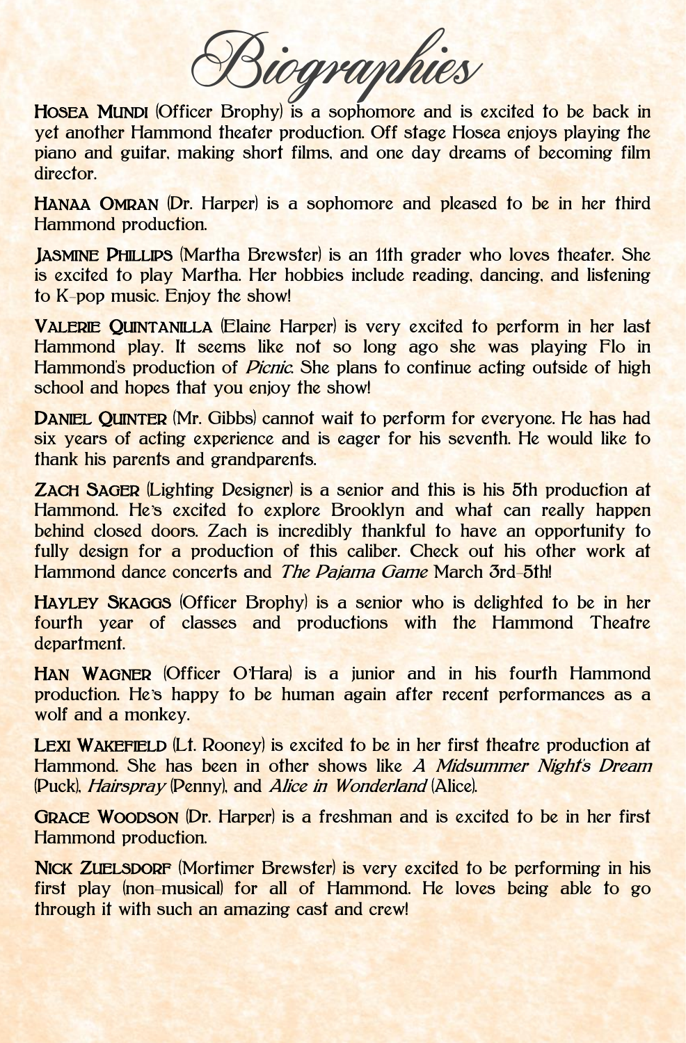# Biographies

**Hosea Mundi** (Officer Brophy) is a sophomore and is excited to be back in yet another Hammond theater production. Off stage Hosea enjoys playing the piano and guitar, making short films, and one day dreams of becoming film director.

**Hanaa Omran** (Dr. Harper) is a sophomore and pleased to be in her third Hammond production.

**Jasmine Phillips** (Martha Brewster) is an 11th grader who loves theater. She is excited to play Martha. Her hobbies include reading, dancing, and listening to K-pop music. Enjoy the show!

**Valerie Quintanilla** (Elaine Harper) is very excited to perform in her last Hammond play. It seems like not so long ago she was playing Flo in Hammond's production of *Picnic*. She plans to continue acting outside of high school and hopes that you enjoy the show!

**Daniel Quinter** (Mr. Gibbs) cannot wait to perform for everyone. He has had six years of acting experience and is eager for his seventh. He would like to thank his parents and grandparents.

**Zach Sager** (Lighting Designer) is a senior and this is his 5th production at Hammond. He's excited to explore Brooklyn and what can really happen behind closed doors. Zach is incredibly thankful to have an opportunity to fully design for a production of this caliber. Check out his other work at Hammond dance concerts and *The Pajama Game* March 3rd-5th!

**Hayley Skaggs** (Officer Brophy) is a senior who is delighted to be in her fourth year of classes and productions with the Hammond Theatre department.

**Han Wagner** (Officer O'Hara) is a junior and in his fourth Hammond production. He's happy to be human again after recent performances as a wolf and a monkey.

**Lexi Wakefield** (Lt. Rooney) is excited to be in her first theatre production at Hammond. She has been in other shows like *A Midsummer Night's Dream* (Puck), *Hairspray* (Penny), and *Alice in Wonderland* (Alice).

**Grace Woodson** (Dr. Harper) is a freshman and is excited to be in her first Hammond production.

**Nick Zuelsdorf** (Mortimer Brewster) is very excited to be performing in his first play (non-musical) for all of Hammond. He loves being able to go through it with such an amazing cast and crew!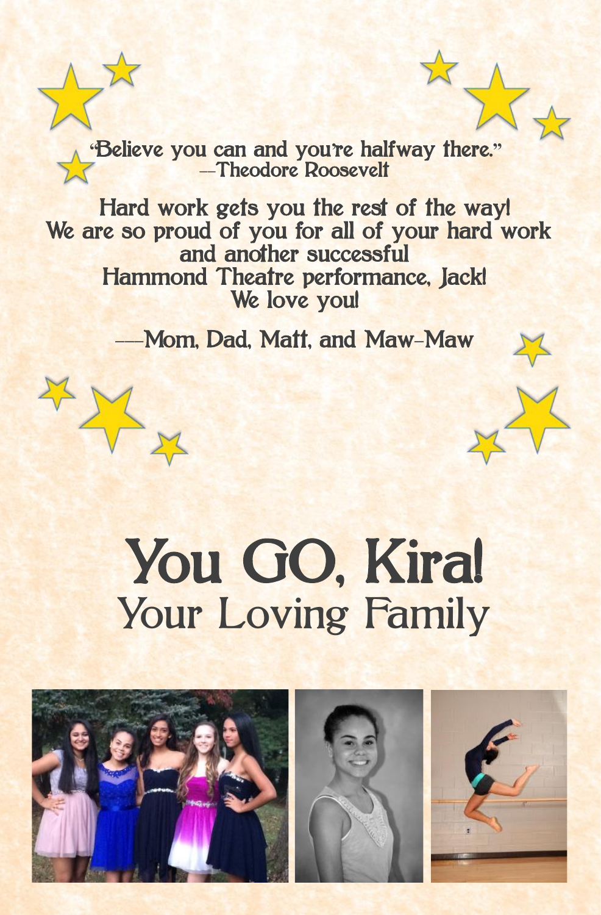"Believe you can and you're halfway there."
—Theodore Roosevelt

Hard work gets you the rest of the way!
We are so proud of you for all of your hard work
and another successful
Hammond Theatre performance, Jack!
We love you!

——Mom, Dad, Matt, and Maw-Maw

# You GO, Kira!

## Your Loving Family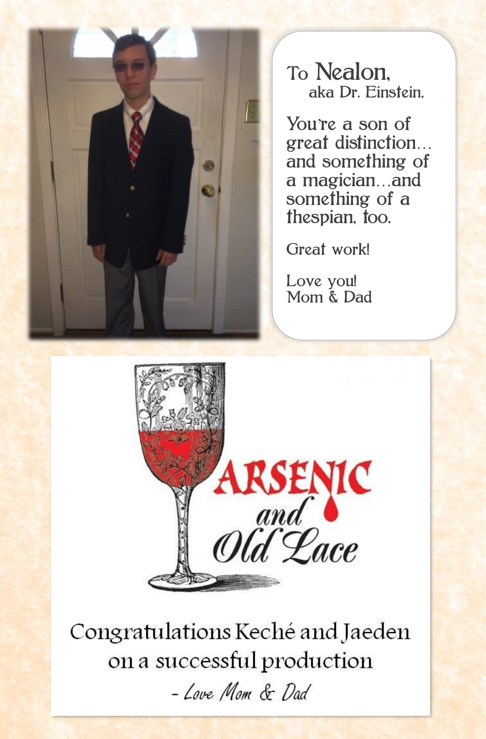To Nealon,
aka Dr. Einstein,

You're a son of great distinction... and something of a magician...and something of a thespian, too.

Great work!

Love you!
Mom & Dad

ARSENIC and Old Lace

Congratulations Keché and Jaeden on a successful production

*- Love Mom & Dad*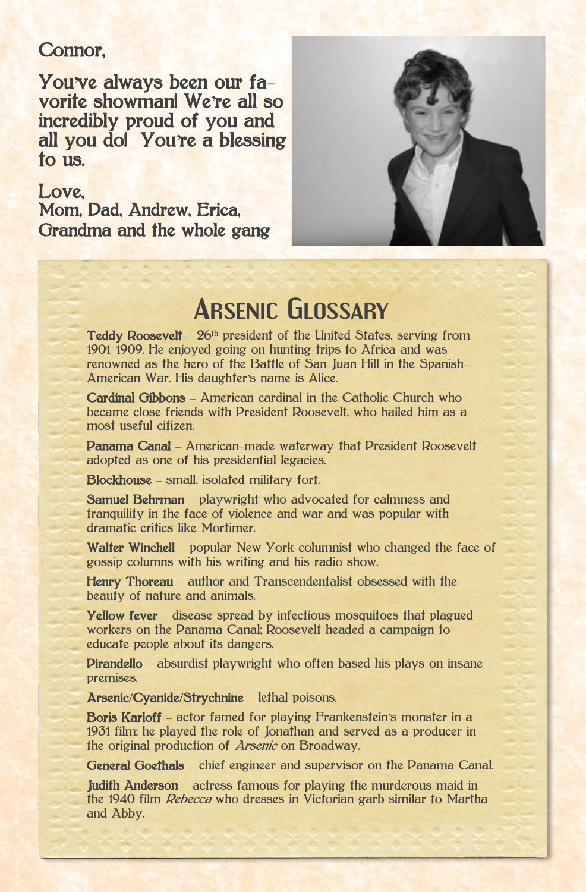Connor,

You've always been our favorite showman! We're all so incredibly proud of you and all you do! You're a blessing to us.

Love,
Mom, Dad, Andrew, Erica,
Grandma and the whole gang

# Arsenic Glossary

**Teddy Roosevelt** – 26th president of the United States, serving from 1901–1909. He enjoyed going on hunting trips to Africa and was renowned as the hero of the Battle of San Juan Hill in the Spanish-American War. His daughter's name is Alice.

**Cardinal Gibbons** – American cardinal in the Catholic Church who became close friends with President Roosevelt, who hailed him as a most useful citizen.

**Panama Canal** – American-made waterway that President Roosevelt adopted as one of his presidential legacies.

**Blockhouse** – small, isolated military fort.

**Samuel Behrman** – playwright who advocated for calmness and tranquility in the face of violence and war and was popular with dramatic critics like Mortimer.

**Walter Winchell** – popular New York columnist who changed the face of gossip columns with his writing and his radio show.

**Henry Thoreau** – author and Transcendentalist obsessed with the beauty of nature and animals.

**Yellow fever** – disease spread by infectious mosquitoes that plagued workers on the Panama Canal; Roosevelt headed a campaign to educate people about its dangers.

**Pirandello** – absurdist playwright who often based his plays on insane premises.

**Arsenic/Cyanide/Strychnine** – lethal poisons.

**Boris Karloff** – actor famed for playing Frankenstein's monster in a 1931 film; he played the role of Jonathan and served as a producer in the original production of *Arsenic* on Broadway.

**General Goethals** – chief engineer and supervisor on the Panama Canal.

**Judith Anderson** – actress famous for playing the murderous maid in the 1940 film *Rebecca* who dresses in Victorian garb similar to Martha and Abby.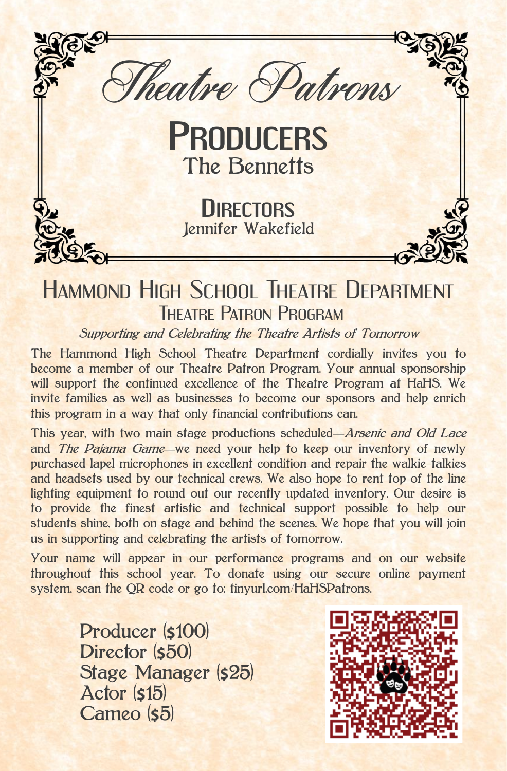# Theatre Patrons

## Producers

The Bennetts

## Directors

Jennifer Wakefield

# Hammond High School Theatre Department

## Theatre Patron Program

*Supporting and Celebrating the Theatre Artists of Tomorrow*

The Hammond High School Theatre Department cordially invites you to become a member of our Theatre Patron Program. Your annual sponsorship will support the continued excellence of the Theatre Program at HaHS. We invite families as well as businesses to become our sponsors and help enrich this program in a way that only financial contributions can.

This year, with two main stage productions scheduled—*Arsenic and Old Lace* and *The Pajama Game*—we need your help to keep our inventory of newly purchased lapel microphones in excellent condition and repair the walkie-talkies and headsets used by our technical crews. We also hope to rent top of the line lighting equipment to round out our recently updated inventory. Our desire is to provide the finest artistic and technical support possible to help our students shine, both on stage and behind the scenes. We hope that you will join us in supporting and celebrating the artists of tomorrow.

Your name will appear in our performance programs and on our website throughout this school year. To donate using our secure online payment system, scan the QR code or go to: tinyurl.com/HaHSPatrons.

Producer ($100)
Director ($50)
Stage Manager ($25)
Actor ($15)
Cameo ($5)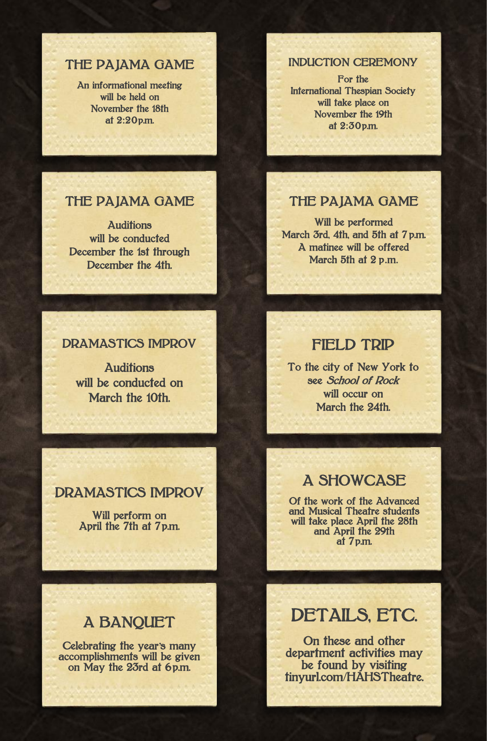## THE PAJAMA GAME

An informational meeting will be held on November the 18th at 2:20p.m.

## INDUCTION CEREMONY

For the International Thespian Society will take place on November the 19th at 2:30p.m.

## THE PAJAMA GAME

Auditions will be conducted December the 1st through December the 4th.

## THE PAJAMA GAME

Will be performed March 3rd, 4th, and 5th at 7p.m. A matinee will be offered March 5th at 2 p.m.

## DRAMASTICS IMPROV

Auditions will be conducted on March the 10th.

## FIELD TRIP

To the city of New York to see *School of Rock* will occur on March the 24th.

## DRAMASTICS IMPROV

Will perform on April the 7th at 7p.m.

## A SHOWCASE

Of the work of the Advanced and Musical Theatre students will take place April the 28th and April the 29th at 7p.m.

## A BANQUET

Celebrating the year's many accomplishments will be given on May the 23rd at 6p.m.

## DETAILS, ETC.

On these and other department activities may be found by visiting tinyurl.com/HAHSTheatre.